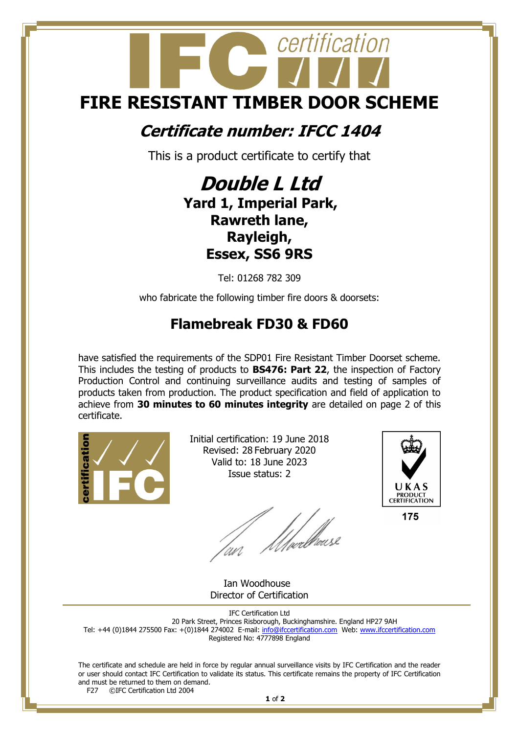# FIRE RESISTANT TIMBER DOOR SCHEME

## *Certificate number: IFCC 1404*

This is a product certificate to certify that

## *Double L Ltd*

**Yard 1, Imperial Park,**
**Rawreth lane,**
**Rayleigh,**
**Essex, SS6 9RS**

Tel: 01268 782 309

who fabricate the following timber fire doors & doorsets:

## Flamebreak FD30 & FD60

have satisfied the requirements of the SDP01 Fire Resistant Timber Doorset scheme. This includes the testing of products to **BS476: Part 22**, the inspection of Factory Production Control and continuing surveillance audits and testing of samples of products taken from production. The product specification and field of application to achieve from **30 minutes to 60 minutes integrity** are detailed on page 2 of this certificate.

Initial certification: 19 June 2018
Revised: 28 February 2020
Valid to: 18 June 2023
Issue status: 2

UKAS PRODUCT CERTIFICATION
175

Ian Woodhouse
Director of Certification

IFC Certification Ltd
20 Park Street, Princes Risborough, Buckinghamshire. England HP27 9AH
Tel: +44 (0)1844 275500 Fax: +(0)1844 274002 E-mail: info@ifccertification.com Web: www.ifccertification.com
Registered No: 4777898 England

The certificate and schedule are held in force by regular annual surveillance visits by IFC Certification and the reader or user should contact IFC Certification to validate its status. This certificate remains the property of IFC Certification and must be returned to them on demand.

F27 ©IFC Certification Ltd 2004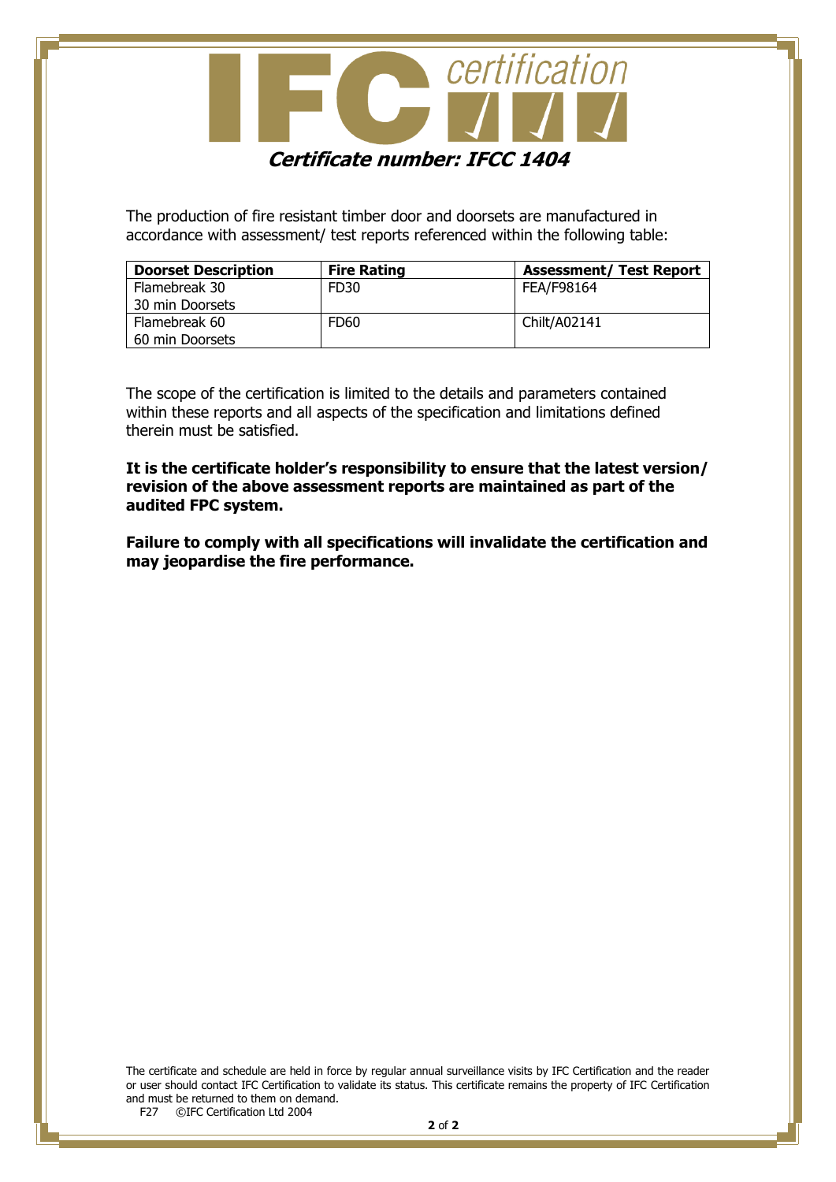**Certificate number: IFCC 1404**

The production of fire resistant timber door and doorsets are manufactured in accordance with assessment/ test reports referenced within the following table:

| Doorset Description | Fire Rating | Assessment/ Test Report |
|---|---|---|
| Flamebreak 30<br>30 min Doorsets | FD30 | FEA/F98164 |
| Flamebreak 60<br>60 min Doorsets | FD60 | Chilt/A02141 |

The scope of the certification is limited to the details and parameters contained within these reports and all aspects of the specification and limitations defined therein must be satisfied.

**It is the certificate holder's responsibility to ensure that the latest version/ revision of the above assessment reports are maintained as part of the audited FPC system.**

**Failure to comply with all specifications will invalidate the certification and may jeopardise the fire performance.**

The certificate and schedule are held in force by regular annual surveillance visits by IFC Certification and the reader or user should contact IFC Certification to validate its status. This certificate remains the property of IFC Certification and must be returned to them on demand.

F27 ©IFC Certification Ltd 2004